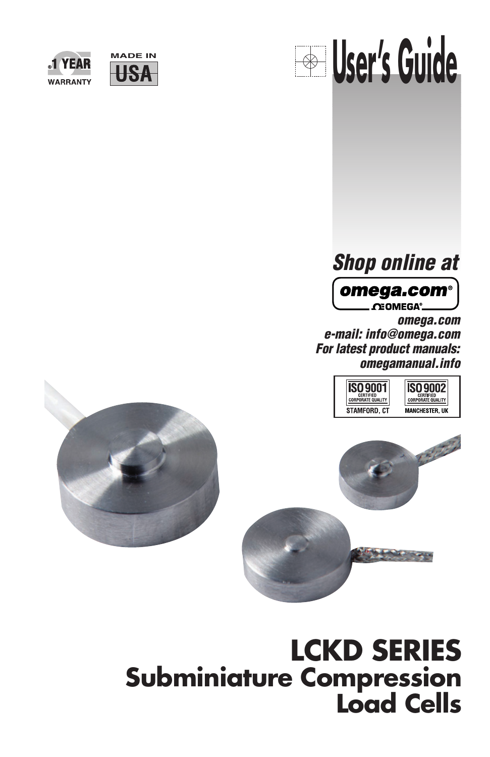1 YEAR WARRANTY

MADE IN USA

# User's Guide

*Shop online at*

omega.com®

OMEGA®

*omega.com*
*e-mail: info@omega.com*
*For latest product manuals:*
*omegamanual.info*

ISO 9001 CERTIFIED CORPORATE QUALITY STAMFORD, CT

ISO 9002 CERTIFIED CORPORATE QUALITY MANCHESTER, UK

# LCKD SERIES
## Subminiature Compression Load Cells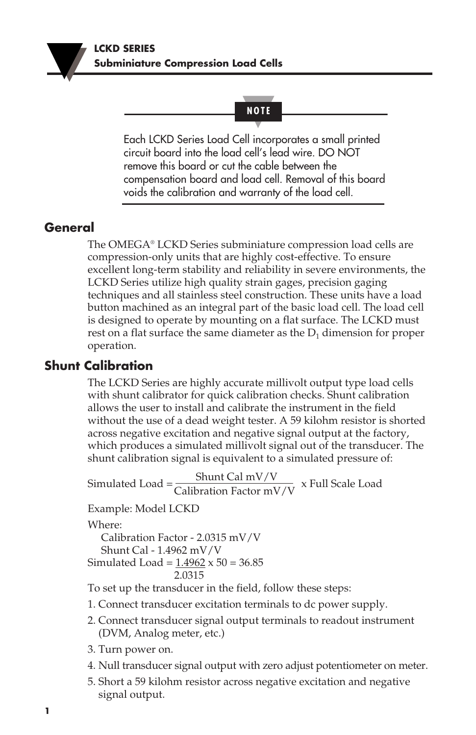**NOTE**

Each LCKD Series Load Cell incorporates a small printed circuit board into the load cell's lead wire. DO NOT remove this board or cut the cable between the compensation board and load cell. Removal of this board voids the calibration and warranty of the load cell.

## General

The OMEGA® LCKD Series subminiature compression load cells are compression-only units that are highly cost-effective. To ensure excellent long-term stability and reliability in severe environments, the LCKD Series utilize high quality strain gages, precision gaging techniques and all stainless steel construction. These units have a load button machined as an integral part of the basic load cell. The load cell is designed to operate by mounting on a flat surface. The LCKD must rest on a flat surface the same diameter as the $D_1$ dimension for proper operation.

## Shunt Calibration

The LCKD Series are highly accurate millivolt output type load cells with shunt calibrator for quick calibration checks. Shunt calibration allows the user to install and calibrate the instrument in the field without the use of a dead weight tester. A 59 kilohm resistor is shorted across negative excitation and negative signal output at the factory, which produces a simulated millivolt signal out of the transducer. The shunt calibration signal is equivalent to a simulated pressure of:

$$\text{Simulated Load} = \frac{\text{Shunt Cal mV/V}}{\text{Calibration Factor mV/V}} \times \text{Full Scale Load}$$

Example: Model LCKD

Where:
Calibration Factor - 2.0315 mV/V
Shunt Cal - 1.4962 mV/V

$$\text{Simulated Load} = \frac{1.4962}{2.0315} \times 50 = 36.85$$

To set up the transducer in the field, follow these steps:

1. Connect transducer excitation terminals to dc power supply.
2. Connect transducer signal output terminals to readout instrument (DVM, Analog meter, etc.)
3. Turn power on.
4. Null transducer signal output with zero adjust potentiometer on meter.
5. Short a 59 kilohm resistor across negative excitation and negative signal output.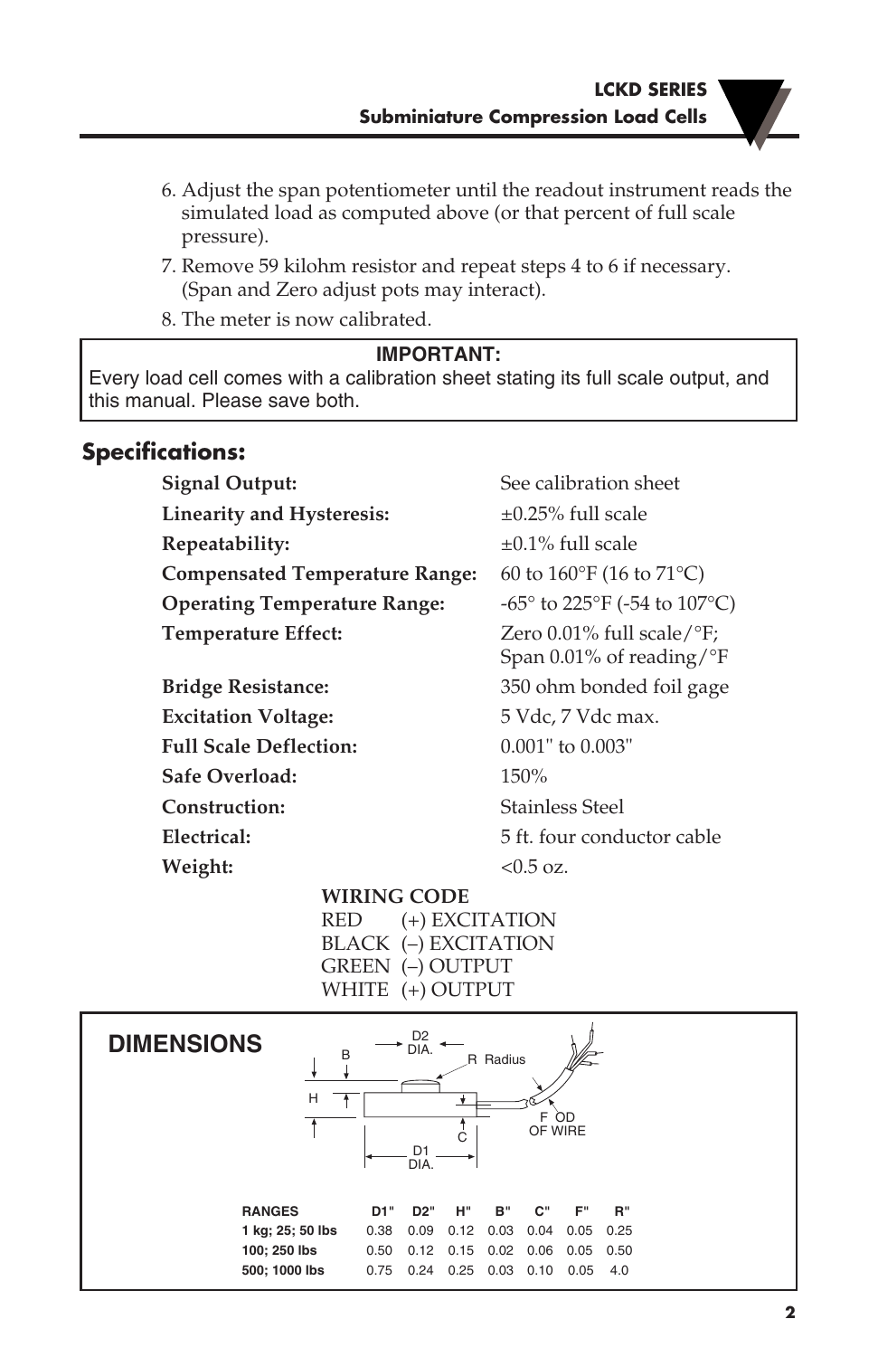6. Adjust the span potentiometer until the readout instrument reads the simulated load as computed above (or that percent of full scale pressure).
7. Remove 59 kilohm resistor and repeat steps 4 to 6 if necessary. (Span and Zero adjust pots may interact).
8. The meter is now calibrated.

> **IMPORTANT:**
> Every load cell comes with a calibration sheet stating its full scale output, and this manual. Please save both.

## Specifications:

| | |
|---|---|
| **Signal Output:** | See calibration sheet |
| **Linearity and Hysteresis:** | ±0.25% full scale |
| **Repeatability:** | ±0.1% full scale |
| **Compensated Temperature Range:** | 60 to 160°F (16 to 71°C) |
| **Operating Temperature Range:** | -65° to 225°F (-54 to 107°C) |
| **Temperature Effect:** | Zero 0.01% full scale/°F; Span 0.01% of reading/°F |
| **Bridge Resistance:** | 350 ohm bonded foil gage |
| **Excitation Voltage:** | 5 Vdc, 7 Vdc max. |
| **Full Scale Deflection:** | 0.001" to 0.003" |
| **Safe Overload:** | 150% |
| **Construction:** | Stainless Steel |
| **Electrical:** | 5 ft. four conductor cable |
| **Weight:** | <0.5 oz. |

**WIRING CODE**

RED (+) EXCITATION
BLACK (–) EXCITATION
GREEN (–) OUTPUT
WHITE (+) OUTPUT

## DIMENSIONS

| RANGES | D1" | D2" | H" | B" | C" | F" | R" |
|---|---|---|---|---|---|---|---|
| 1 kg; 25; 50 lbs | 0.38 | 0.09 | 0.12 | 0.03 | 0.04 | 0.05 | 0.25 |
| 100; 250 lbs | 0.50 | 0.12 | 0.15 | 0.02 | 0.06 | 0.05 | 0.50 |
| 500; 1000 lbs | 0.75 | 0.24 | 0.25 | 0.03 | 0.10 | 0.05 | 4.0 |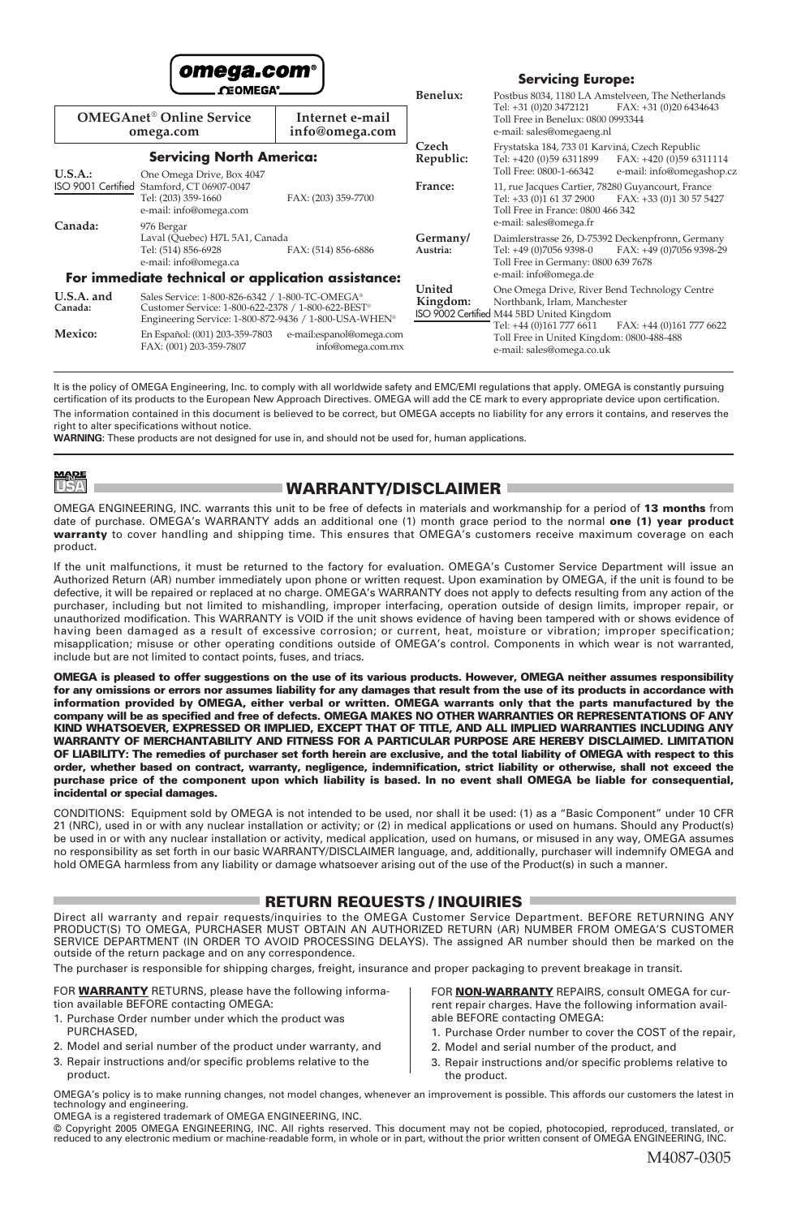**omega.com®**
**CEOMEGA®**

| OMEGAnet® Online Service omega.com | Internet e-mail info@omega.com |
|---|---|

### Servicing North America:

**U.S.A.:** One Omega Drive, Box 4047
ISO 9001 Certified Stamford, CT 06907-0047
Tel: (203) 359-1660 FAX: (203) 359-7700
e-mail: info@omega.com

**Canada:** 976 Bergar
Laval (Quebec) H7L 5A1, Canada
Tel: (514) 856-6928 FAX: (514) 856-6886
e-mail: info@omega.ca

### For immediate technical or application assistance:

**U.S.A. and Canada:** Sales Service: 1-800-826-6342 / 1-800-TC-OMEGA®
Customer Service: 1-800-622-2378 / 1-800-622-BEST®
Engineering Service: 1-800-872-9436 / 1-800-USA-WHEN®

**Mexico:** En Español: (001) 203-359-7803 e-mail:espanol@omega.com
FAX: (001) 203-359-7807 info@omega.com.mx

### Servicing Europe:

**Benelux:** Postbus 8034, 1180 LA Amstelveen, The Netherlands
Tel: +31 (0)20 3472121 FAX: +31 (0)20 6434643
Toll Free in Benelux: 0800 0993344
e-mail: sales@omegaeng.nl

**Czech Republic:** Frystatska 184, 733 01 Karviná, Czech Republic
Tel: +420 (0)59 6311899 FAX: +420 (0)59 6311114
Toll Free: 0800-1-66342 e-mail: info@omegashop.cz

**France:** 11, rue Jacques Cartier, 78280 Guyancourt, France
Tel: +33 (0)1 61 37 2900 FAX: +33 (0)1 30 57 5427
Toll Free in France: 0800 466 342
e-mail: sales@omega.fr

**Germany/Austria:** Daimlerstrasse 26, D-75392 Deckenpfronn, Germany
Tel: +49 (0)7056 9398-0 FAX: +49 (0)7056 9398-29
Toll Free in Germany: 0800 639 7678
e-mail: info@omega.de

**United Kingdom:** One Omega Drive, River Bend Technology Centre
ISO 9002 Certified Northbank, Irlam, Manchester
M44 5BD United Kingdom
Tel: +44 (0)161 777 6611 FAX: +44 (0)161 777 6622
Toll Free in United Kingdom: 0800-488-488
e-mail: sales@omega.co.uk

---

It is the policy of OMEGA Engineering, Inc. to comply with all worldwide safety and EMC/EMI regulations that apply. OMEGA is constantly pursuing certification of its products to the European New Approach Directives. OMEGA will add the CE mark to every appropriate device upon certification.

The information contained in this document is believed to be correct, but OMEGA accepts no liability for any errors it contains, and reserves the right to alter specifications without notice.

**WARNING**: These products are not designed for use in, and should not be used for, human applications.

---

MADE IN USA

## WARRANTY/DISCLAIMER

OMEGA ENGINEERING, INC. warrants this unit to be free of defects in materials and workmanship for a period of **13 months** from date of purchase. OMEGA's WARRANTY adds an additional one (1) month grace period to the normal **one (1) year product warranty** to cover handling and shipping time. This ensures that OMEGA's customers receive maximum coverage on each product.

If the unit malfunctions, it must be returned to the factory for evaluation. OMEGA's Customer Service Department will issue an Authorized Return (AR) number immediately upon phone or written request. Upon examination by OMEGA, if the unit is found to be defective, it will be repaired or replaced at no charge. OMEGA's WARRANTY does not apply to defects resulting from any action of the purchaser, including but not limited to mishandling, improper interfacing, operation outside of design limits, improper repair, or unauthorized modification. This WARRANTY is VOID if the unit shows evidence of having been tampered with or shows evidence of having been damaged as a result of excessive corrosion; or current, heat, moisture or vibration; improper specification; misapplication; misuse or other operating conditions outside of OMEGA's control. Components in which wear is not warranted, include but are not limited to contact points, fuses, and triacs.

**OMEGA is pleased to offer suggestions on the use of its various products. However, OMEGA neither assumes responsibility for any omissions or errors nor assumes liability for any damages that result from the use of its products in accordance with information provided by OMEGA, either verbal or written. OMEGA warrants only that the parts manufactured by the company will be as specified and free of defects. OMEGA MAKES NO OTHER WARRANTIES OR REPRESENTATIONS OF ANY KIND WHATSOEVER, EXPRESSED OR IMPLIED, EXCEPT THAT OF TITLE, AND ALL IMPLIED WARRANTIES INCLUDING ANY WARRANTY OF MERCHANTABILITY AND FITNESS FOR A PARTICULAR PURPOSE ARE HEREBY DISCLAIMED. LIMITATION OF LIABILITY: The remedies of purchaser set forth herein are exclusive, and the total liability of OMEGA with respect to this order, whether based on contract, warranty, negligence, indemnification, strict liability or otherwise, shall not exceed the purchase price of the component upon which liability is based. In no event shall OMEGA be liable for consequential, incidental or special damages.**

CONDITIONS: Equipment sold by OMEGA is not intended to be used, nor shall it be used: (1) as a "Basic Component" under 10 CFR 21 (NRC), used in or with any nuclear installation or activity; or (2) in medical applications or used on humans. Should any Product(s) be used in or with any nuclear installation or activity, medical application, used on humans, or misused in any way, OMEGA assumes no responsibility as set forth in our basic WARRANTY/DISCLAIMER language, and, additionally, purchaser will indemnify OMEGA and hold OMEGA harmless from any liability or damage whatsoever arising out of the use of the Product(s) in such a manner.

## RETURN REQUESTS / INQUIRIES

Direct all warranty and repair requests/inquiries to the OMEGA Customer Service Department. BEFORE RETURNING ANY PRODUCT(S) TO OMEGA, PURCHASER MUST OBTAIN AN AUTHORIZED RETURN (AR) NUMBER FROM OMEGA'S CUSTOMER SERVICE DEPARTMENT (IN ORDER TO AVOID PROCESSING DELAYS). The assigned AR number should then be marked on the outside of the return package and on any correspondence.

The purchaser is responsible for shipping charges, freight, insurance and proper packaging to prevent breakage in transit.

FOR **WARRANTY** RETURNS, please have the following information available BEFORE contacting OMEGA:

1. Purchase Order number under which the product was PURCHASED,
2. Model and serial number of the product under warranty, and
3. Repair instructions and/or specific problems relative to the product.

FOR **NON-WARRANTY** REPAIRS, consult OMEGA for current repair charges. Have the following information available BEFORE contacting OMEGA:

1. Purchase Order number to cover the COST of the repair,
2. Model and serial number of the product, and
3. Repair instructions and/or specific problems relative to the product.

OMEGA's policy is to make running changes, not model changes, whenever an improvement is possible. This affords our customers the latest in technology and engineering.

OMEGA is a registered trademark of OMEGA ENGINEERING, INC.

© Copyright 2005 OMEGA ENGINEERING, INC. All rights reserved. This document may not be copied, photocopied, reproduced, translated, or reduced to any electronic medium or machine-readable form, in whole or in part, without the prior written consent of OMEGA ENGINEERING, INC.

M4087-0305